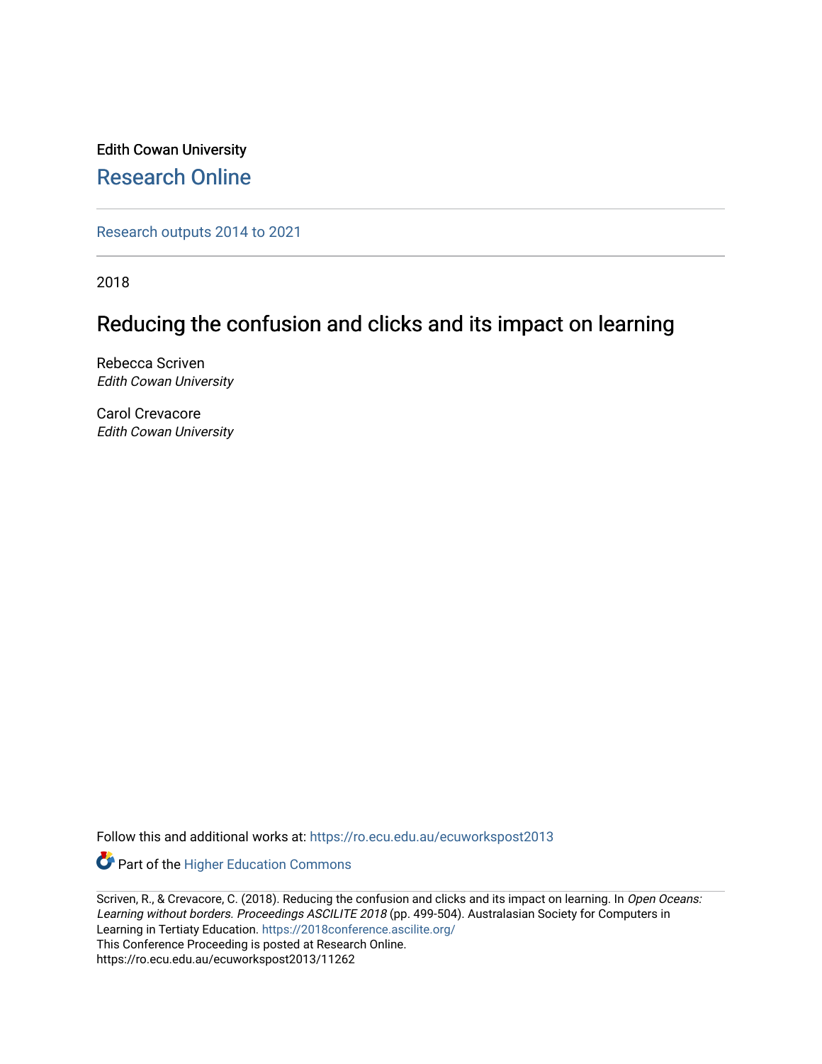Edith Cowan University

## Research Online

Research outputs 2014 to 2021

2018

# Reducing the confusion and clicks and its impact on learning

Rebecca Scriven
*Edith Cowan University*

Carol Crevacore
*Edith Cowan University*

Follow this and additional works at: https://ro.ecu.edu.au/ecuworkspost2013

Part of the Higher Education Commons

Scriven, R., & Crevacore, C. (2018). Reducing the confusion and clicks and its impact on learning. In *Open Oceans: Learning without borders. Proceedings ASCILITE 2018* (pp. 499-504). Australasian Society for Computers in Learning in Tertiaty Education. https://2018conference.ascilite.org/
This Conference Proceeding is posted at Research Online.
https://ro.ecu.edu.au/ecuworkspost2013/11262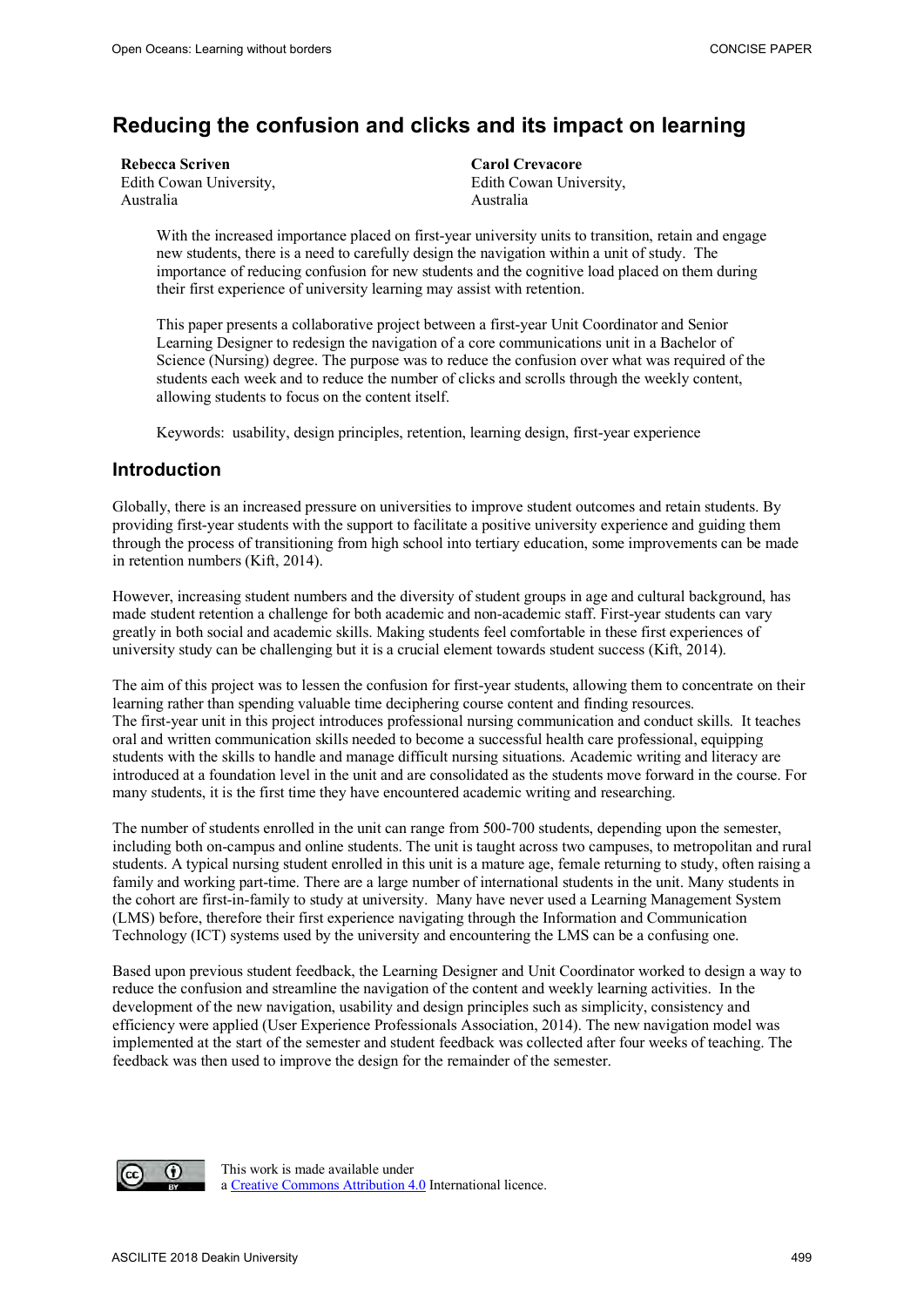# Reducing the confusion and clicks and its impact on learning

**Rebecca Scriven**
Edith Cowan University,
Australia

**Carol Crevacore**
Edith Cowan University,
Australia

With the increased importance placed on first-year university units to transition, retain and engage new students, there is a need to carefully design the navigation within a unit of study. The importance of reducing confusion for new students and the cognitive load placed on them during their first experience of university learning may assist with retention.

This paper presents a collaborative project between a first-year Unit Coordinator and Senior Learning Designer to redesign the navigation of a core communications unit in a Bachelor of Science (Nursing) degree. The purpose was to reduce the confusion over what was required of the students each week and to reduce the number of clicks and scrolls through the weekly content, allowing students to focus on the content itself.

Keywords: usability, design principles, retention, learning design, first-year experience

## Introduction

Globally, there is an increased pressure on universities to improve student outcomes and retain students. By providing first-year students with the support to facilitate a positive university experience and guiding them through the process of transitioning from high school into tertiary education, some improvements can be made in retention numbers (Kift, 2014).

However, increasing student numbers and the diversity of student groups in age and cultural background, has made student retention a challenge for both academic and non-academic staff. First-year students can vary greatly in both social and academic skills. Making students feel comfortable in these first experiences of university study can be challenging but it is a crucial element towards student success (Kift, 2014).

The aim of this project was to lessen the confusion for first-year students, allowing them to concentrate on their learning rather than spending valuable time deciphering course content and finding resources.
The first-year unit in this project introduces professional nursing communication and conduct skills. It teaches oral and written communication skills needed to become a successful health care professional, equipping students with the skills to handle and manage difficult nursing situations. Academic writing and literacy are introduced at a foundation level in the unit and are consolidated as the students move forward in the course. For many students, it is the first time they have encountered academic writing and researching.

The number of students enrolled in the unit can range from 500-700 students, depending upon the semester, including both on-campus and online students. The unit is taught across two campuses, to metropolitan and rural students. A typical nursing student enrolled in this unit is a mature age, female returning to study, often raising a family and working part-time. There are a large number of international students in the unit. Many students in the cohort are first-in-family to study at university. Many have never used a Learning Management System (LMS) before, therefore their first experience navigating through the Information and Communication Technology (ICT) systems used by the university and encountering the LMS can be a confusing one.

Based upon previous student feedback, the Learning Designer and Unit Coordinator worked to design a way to reduce the confusion and streamline the navigation of the content and weekly learning activities. In the development of the new navigation, usability and design principles such as simplicity, consistency and efficiency were applied (User Experience Professionals Association, 2014). The new navigation model was implemented at the start of the semester and student feedback was collected after four weeks of teaching. The feedback was then used to improve the design for the remainder of the semester.

This work is made available under a Creative Commons Attribution 4.0 International licence.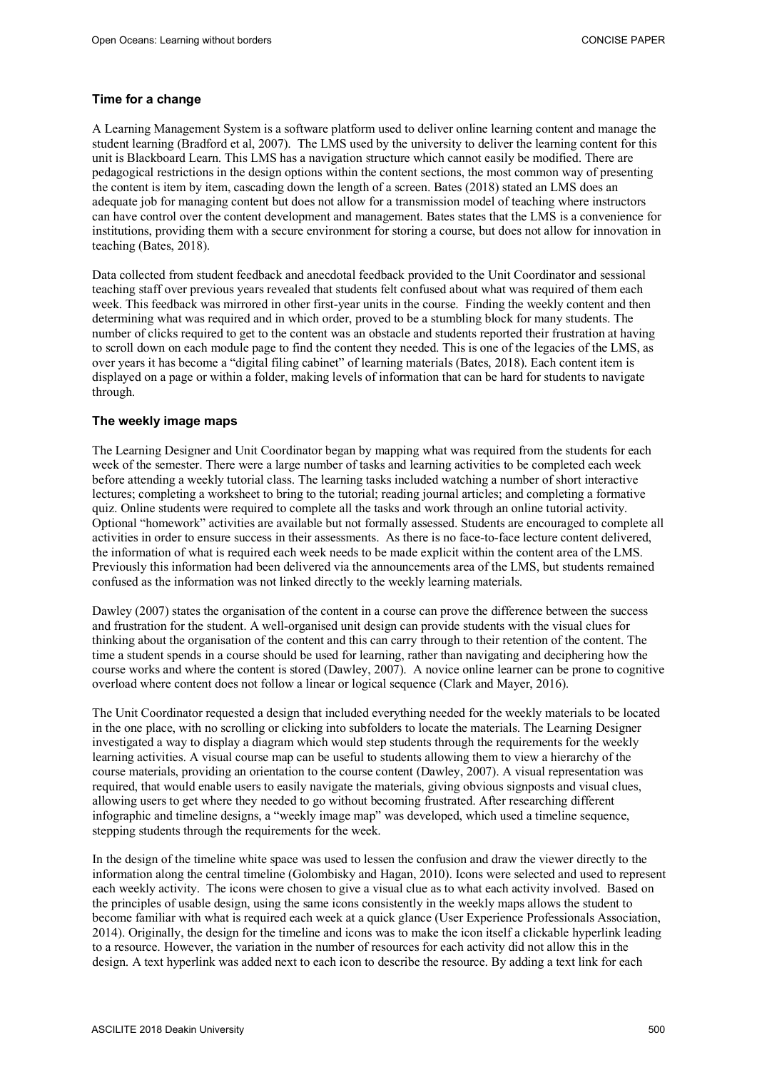### Time for a change

A Learning Management System is a software platform used to deliver online learning content and manage the student learning (Bradford et al, 2007). The LMS used by the university to deliver the learning content for this unit is Blackboard Learn. This LMS has a navigation structure which cannot easily be modified. There are pedagogical restrictions in the design options within the content sections, the most common way of presenting the content is item by item, cascading down the length of a screen. Bates (2018) stated an LMS does an adequate job for managing content but does not allow for a transmission model of teaching where instructors can have control over the content development and management. Bates states that the LMS is a convenience for institutions, providing them with a secure environment for storing a course, but does not allow for innovation in teaching (Bates, 2018).

Data collected from student feedback and anecdotal feedback provided to the Unit Coordinator and sessional teaching staff over previous years revealed that students felt confused about what was required of them each week. This feedback was mirrored in other first-year units in the course. Finding the weekly content and then determining what was required and in which order, proved to be a stumbling block for many students. The number of clicks required to get to the content was an obstacle and students reported their frustration at having to scroll down on each module page to find the content they needed. This is one of the legacies of the LMS, as over years it has become a "digital filing cabinet" of learning materials (Bates, 2018). Each content item is displayed on a page or within a folder, making levels of information that can be hard for students to navigate through.

### The weekly image maps

The Learning Designer and Unit Coordinator began by mapping what was required from the students for each week of the semester. There were a large number of tasks and learning activities to be completed each week before attending a weekly tutorial class. The learning tasks included watching a number of short interactive lectures; completing a worksheet to bring to the tutorial; reading journal articles; and completing a formative quiz. Online students were required to complete all the tasks and work through an online tutorial activity. Optional "homework" activities are available but not formally assessed. Students are encouraged to complete all activities in order to ensure success in their assessments. As there is no face-to-face lecture content delivered, the information of what is required each week needs to be made explicit within the content area of the LMS. Previously this information had been delivered via the announcements area of the LMS, but students remained confused as the information was not linked directly to the weekly learning materials.

Dawley (2007) states the organisation of the content in a course can prove the difference between the success and frustration for the student. A well-organised unit design can provide students with the visual clues for thinking about the organisation of the content and this can carry through to their retention of the content. The time a student spends in a course should be used for learning, rather than navigating and deciphering how the course works and where the content is stored (Dawley, 2007). A novice online learner can be prone to cognitive overload where content does not follow a linear or logical sequence (Clark and Mayer, 2016).

The Unit Coordinator requested a design that included everything needed for the weekly materials to be located in the one place, with no scrolling or clicking into subfolders to locate the materials. The Learning Designer investigated a way to display a diagram which would step students through the requirements for the weekly learning activities. A visual course map can be useful to students allowing them to view a hierarchy of the course materials, providing an orientation to the course content (Dawley, 2007). A visual representation was required, that would enable users to easily navigate the materials, giving obvious signposts and visual clues, allowing users to get where they needed to go without becoming frustrated. After researching different infographic and timeline designs, a "weekly image map" was developed, which used a timeline sequence, stepping students through the requirements for the week.

In the design of the timeline white space was used to lessen the confusion and draw the viewer directly to the information along the central timeline (Golombisky and Hagan, 2010). Icons were selected and used to represent each weekly activity. The icons were chosen to give a visual clue as to what each activity involved. Based on the principles of usable design, using the same icons consistently in the weekly maps allows the student to become familiar with what is required each week at a quick glance (User Experience Professionals Association, 2014). Originally, the design for the timeline and icons was to make the icon itself a clickable hyperlink leading to a resource. However, the variation in the number of resources for each activity did not allow this in the design. A text hyperlink was added next to each icon to describe the resource. By adding a text link for each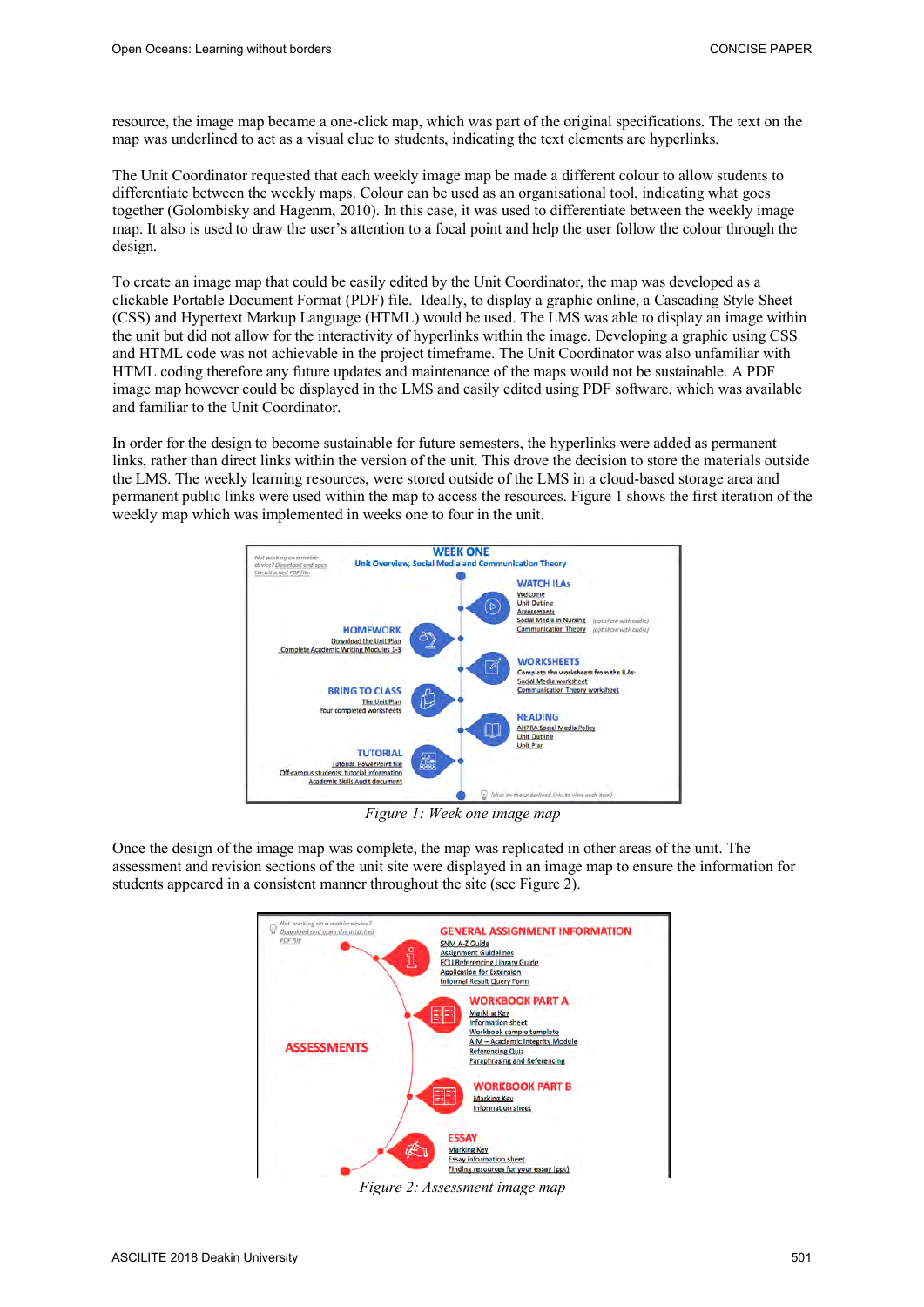resource, the image map became a one-click map, which was part of the original specifications. The text on the map was underlined to act as a visual clue to students, indicating the text elements are hyperlinks.

The Unit Coordinator requested that each weekly image map be made a different colour to allow students to differentiate between the weekly maps. Colour can be used as an organisational tool, indicating what goes together (Golombisky and Hagenm, 2010). In this case, it was used to differentiate between the weekly image map. It also is used to draw the user's attention to a focal point and help the user follow the colour through the design.

To create an image map that could be easily edited by the Unit Coordinator, the map was developed as a clickable Portable Document Format (PDF) file. Ideally, to display a graphic online, a Cascading Style Sheet (CSS) and Hypertext Markup Language (HTML) would be used. The LMS was able to display an image within the unit but did not allow for the interactivity of hyperlinks within the image. Developing a graphic using CSS and HTML code was not achievable in the project timeframe. The Unit Coordinator was also unfamiliar with HTML coding therefore any future updates and maintenance of the maps would not be sustainable. A PDF image map however could be displayed in the LMS and easily edited using PDF software, which was available and familiar to the Unit Coordinator.

In order for the design to become sustainable for future semesters, the hyperlinks were added as permanent links, rather than direct links within the version of the unit. This drove the decision to store the materials outside the LMS. The weekly learning resources, were stored outside of the LMS in a cloud-based storage area and permanent public links were used within the map to access the resources. Figure 1 shows the first iteration of the weekly map which was implemented in weeks one to four in the unit.

*Figure 1: Week one image map*

Once the design of the image map was complete, the map was replicated in other areas of the unit. The assessment and revision sections of the unit site were displayed in an image map to ensure the information for students appeared in a consistent manner throughout the site (see Figure 2).

*Figure 2: Assessment image map*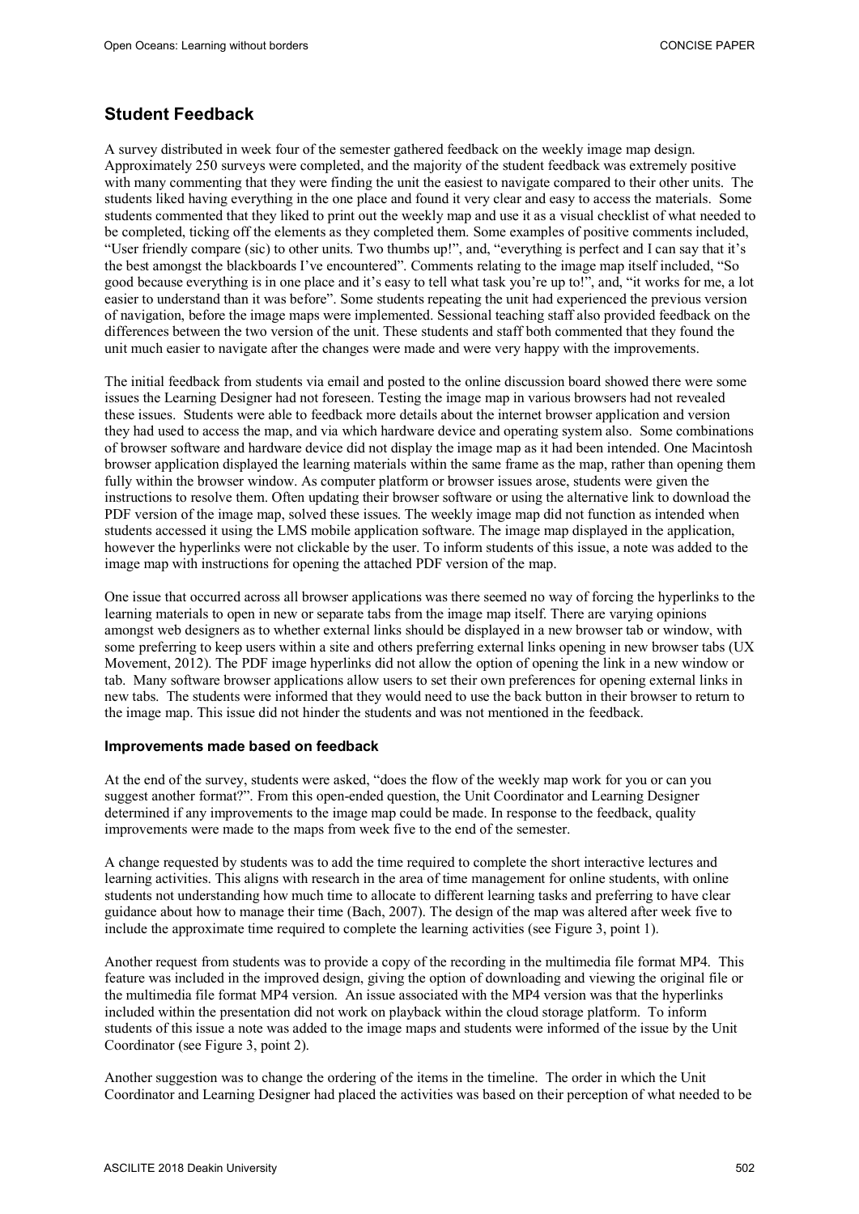## Student Feedback

A survey distributed in week four of the semester gathered feedback on the weekly image map design. Approximately 250 surveys were completed, and the majority of the student feedback was extremely positive with many commenting that they were finding the unit the easiest to navigate compared to their other units. The students liked having everything in the one place and found it very clear and easy to access the materials. Some students commented that they liked to print out the weekly map and use it as a visual checklist of what needed to be completed, ticking off the elements as they completed them. Some examples of positive comments included, "User friendly compare (sic) to other units. Two thumbs up!", and, "everything is perfect and I can say that it's the best amongst the blackboards I've encountered". Comments relating to the image map itself included, "So good because everything is in one place and it's easy to tell what task you're up to!", and, "it works for me, a lot easier to understand than it was before". Some students repeating the unit had experienced the previous version of navigation, before the image maps were implemented. Sessional teaching staff also provided feedback on the differences between the two version of the unit. These students and staff both commented that they found the unit much easier to navigate after the changes were made and were very happy with the improvements.

The initial feedback from students via email and posted to the online discussion board showed there were some issues the Learning Designer had not foreseen. Testing the image map in various browsers had not revealed these issues. Students were able to feedback more details about the internet browser application and version they had used to access the map, and via which hardware device and operating system also. Some combinations of browser software and hardware device did not display the image map as it had been intended. One Macintosh browser application displayed the learning materials within the same frame as the map, rather than opening them fully within the browser window. As computer platform or browser issues arose, students were given the instructions to resolve them. Often updating their browser software or using the alternative link to download the PDF version of the image map, solved these issues. The weekly image map did not function as intended when students accessed it using the LMS mobile application software. The image map displayed in the application, however the hyperlinks were not clickable by the user. To inform students of this issue, a note was added to the image map with instructions for opening the attached PDF version of the map.

One issue that occurred across all browser applications was there seemed no way of forcing the hyperlinks to the learning materials to open in new or separate tabs from the image map itself. There are varying opinions amongst web designers as to whether external links should be displayed in a new browser tab or window, with some preferring to keep users within a site and others preferring external links opening in new browser tabs (UX Movement, 2012). The PDF image hyperlinks did not allow the option of opening the link in a new window or tab. Many software browser applications allow users to set their own preferences for opening external links in new tabs. The students were informed that they would need to use the back button in their browser to return to the image map. This issue did not hinder the students and was not mentioned in the feedback.

### Improvements made based on feedback

At the end of the survey, students were asked, "does the flow of the weekly map work for you or can you suggest another format?". From this open-ended question, the Unit Coordinator and Learning Designer determined if any improvements to the image map could be made. In response to the feedback, quality improvements were made to the maps from week five to the end of the semester.

A change requested by students was to add the time required to complete the short interactive lectures and learning activities. This aligns with research in the area of time management for online students, with online students not understanding how much time to allocate to different learning tasks and preferring to have clear guidance about how to manage their time (Bach, 2007). The design of the map was altered after week five to include the approximate time required to complete the learning activities (see Figure 3, point 1).

Another request from students was to provide a copy of the recording in the multimedia file format MP4. This feature was included in the improved design, giving the option of downloading and viewing the original file or the multimedia file format MP4 version. An issue associated with the MP4 version was that the hyperlinks included within the presentation did not work on playback within the cloud storage platform. To inform students of this issue a note was added to the image maps and students were informed of the issue by the Unit Coordinator (see Figure 3, point 2).

Another suggestion was to change the ordering of the items in the timeline. The order in which the Unit Coordinator and Learning Designer had placed the activities was based on their perception of what needed to be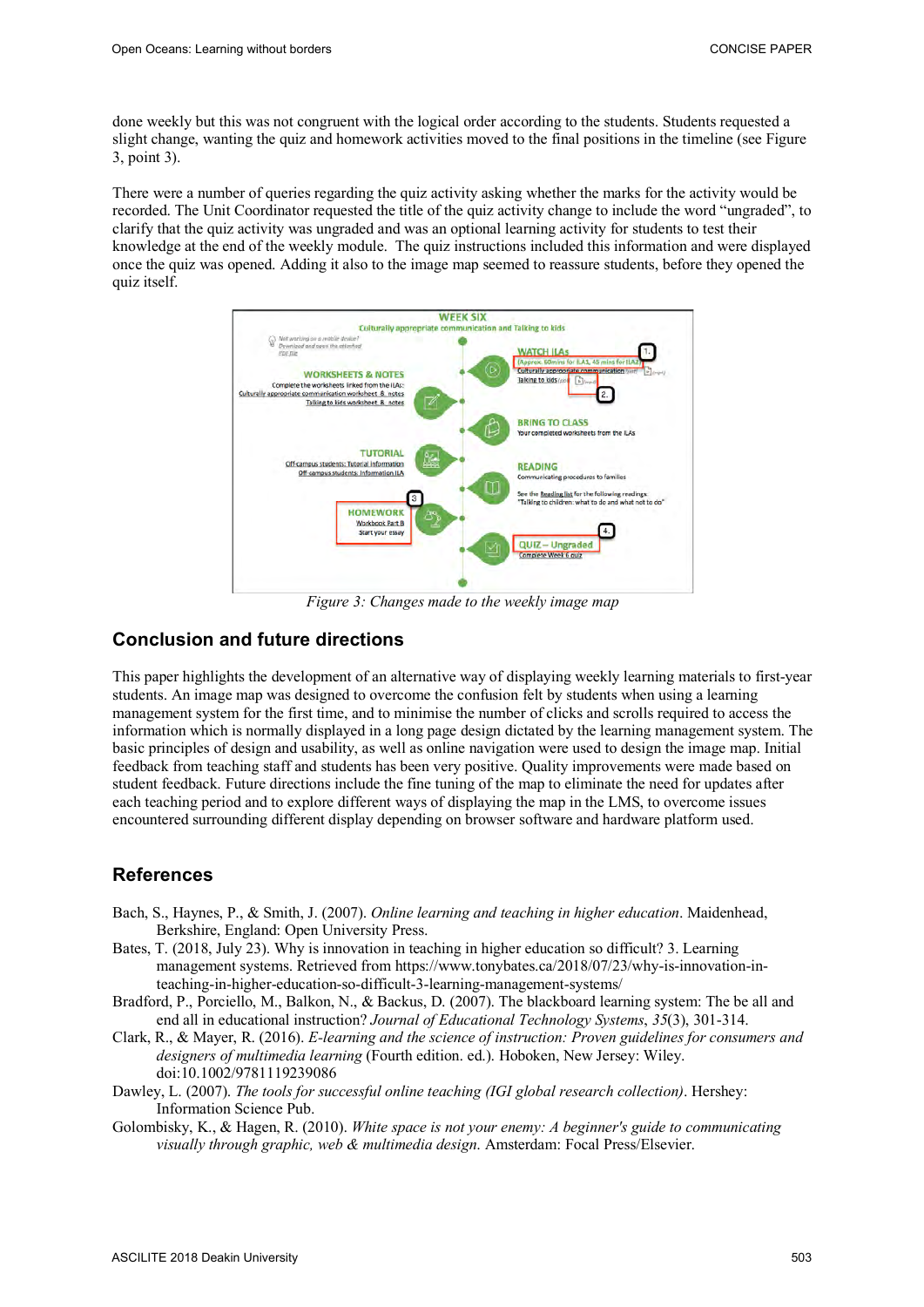done weekly but this was not congruent with the logical order according to the students. Students requested a slight change, wanting the quiz and homework activities moved to the final positions in the timeline (see Figure 3, point 3).

There were a number of queries regarding the quiz activity asking whether the marks for the activity would be recorded. The Unit Coordinator requested the title of the quiz activity change to include the word "ungraded", to clarify that the quiz activity was ungraded and was an optional learning activity for students to test their knowledge at the end of the weekly module. The quiz instructions included this information and were displayed once the quiz was opened. Adding it also to the image map seemed to reassure students, before they opened the quiz itself.

*Figure 3: Changes made to the weekly image map*

## Conclusion and future directions

This paper highlights the development of an alternative way of displaying weekly learning materials to first-year students. An image map was designed to overcome the confusion felt by students when using a learning management system for the first time, and to minimise the number of clicks and scrolls required to access the information which is normally displayed in a long page design dictated by the learning management system. The basic principles of design and usability, as well as online navigation were used to design the image map. Initial feedback from teaching staff and students has been very positive. Quality improvements were made based on student feedback. Future directions include the fine tuning of the map to eliminate the need for updates after each teaching period and to explore different ways of displaying the map in the LMS, to overcome issues encountered surrounding different display depending on browser software and hardware platform used.

## References

Bach, S., Haynes, P., & Smith, J. (2007). *Online learning and teaching in higher education*. Maidenhead, Berkshire, England: Open University Press.

Bates, T. (2018, July 23). Why is innovation in teaching in higher education so difficult? 3. Learning management systems. Retrieved from https://www.tonybates.ca/2018/07/23/why-is-innovation-in-teaching-in-higher-education-so-difficult-3-learning-management-systems/

Bradford, P., Porciello, M., Balkon, N., & Backus, D. (2007). The blackboard learning system: The be all and end all in educational instruction? *Journal of Educational Technology Systems*, *35*(3), 301-314.

Clark, R., & Mayer, R. (2016). *E-learning and the science of instruction: Proven guidelines for consumers and designers of multimedia learning* (Fourth edition. ed.). Hoboken, New Jersey: Wiley. doi:10.1002/9781119239086

Dawley, L. (2007). *The tools for successful online teaching (IGI global research collection)*. Hershey: Information Science Pub.

Golombisky, K., & Hagen, R. (2010). *White space is not your enemy: A beginner's guide to communicating visually through graphic, web & multimedia design*. Amsterdam: Focal Press/Elsevier.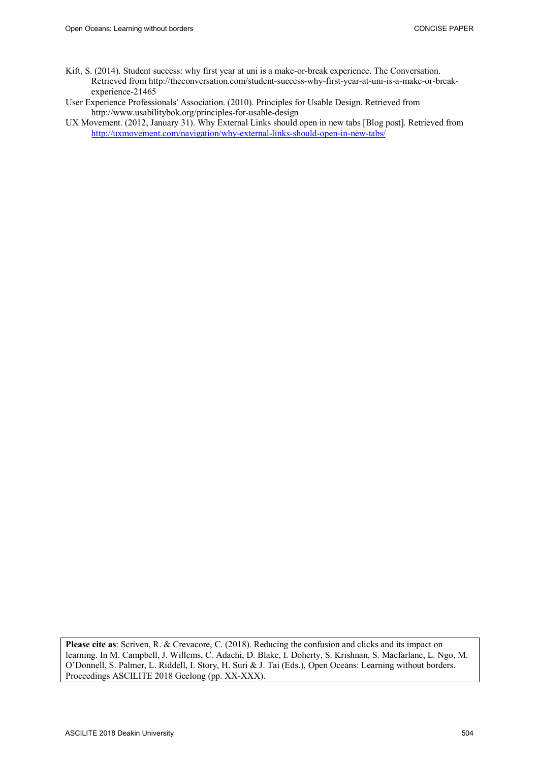Kift, S. (2014). Student success: why first year at uni is a make-or-break experience. The Conversation. Retrieved from http://theconversation.com/student-success-why-first-year-at-uni-is-a-make-or-break-experience-21465

User Experience Professionals' Association. (2010). Principles for Usable Design. Retrieved from http://www.usabilitybok.org/principles-for-usable-design

UX Movement. (2012, January 31). Why External Links should open in new tabs [Blog post]. Retrieved from http://uxmovement.com/navigation/why-external-links-should-open-in-new-tabs/

**Please cite as**: Scriven, R. & Crevacore, C. (2018). Reducing the confusion and clicks and its impact on learning. In M. Campbell, J. Willems, C. Adachi, D. Blake, I. Doherty, S. Krishnan, S. Macfarlane, L. Ngo, M. O'Donnell, S. Palmer, L. Riddell, I. Story, H. Suri & J. Tai (Eds.), Open Oceans: Learning without borders. Proceedings ASCILITE 2018 Geelong (pp. XX-XXX).